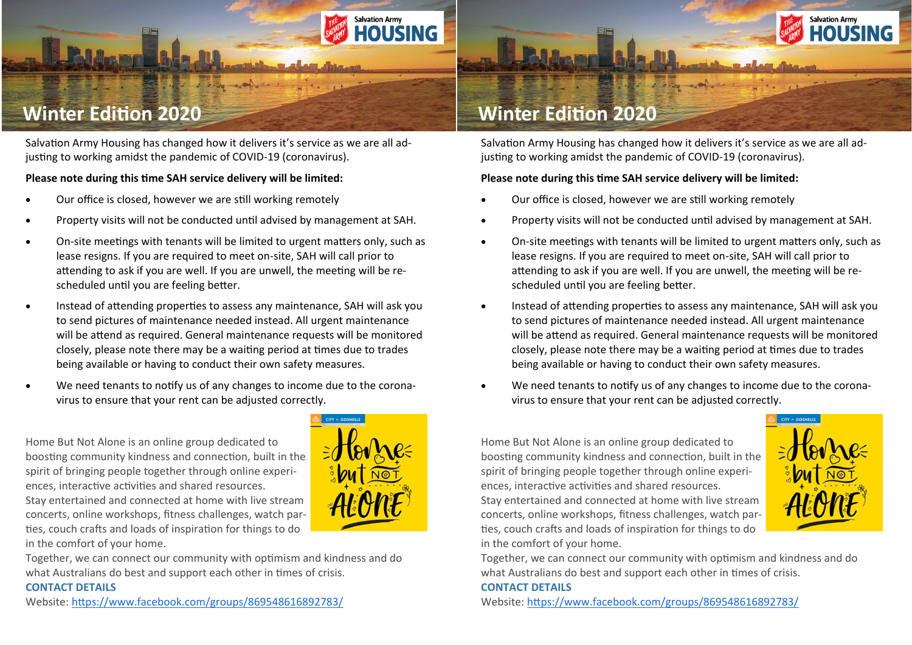# Winter Edition 2020

Salvation Army Housing has changed how it delivers it's service as we are all adjusting to working amidst the pandemic of COVID-19 (coronavirus).

**Please note during this time SAH service delivery will be limited:**

- Our office is closed, however we are still working remotely
- Property visits will not be conducted until advised by management at SAH.
- On-site meetings with tenants will be limited to urgent matters only, such as lease resigns. If you are required to meet on-site, SAH will call prior to attending to ask if you are well. If you are unwell, the meeting will be rescheduled until you are feeling better.
- Instead of attending properties to assess any maintenance, SAH will ask you to send pictures of maintenance needed instead. All urgent maintenance will be attend as required. General maintenance requests will be monitored closely, please note there may be a waiting period at times due to trades being available or having to conduct their own safety measures.
- We need tenants to notify us of any changes to income due to the coronavirus to ensure that your rent can be adjusted correctly.

Home But Not Alone is an online group dedicated to boosting community kindness and connection, built in the spirit of bringing people together through online experiences, interactive activities and shared resources.
Stay entertained and connected at home with live stream concerts, online workshops, fitness challenges, watch parties, couch crafts and loads of inspiration for things to do in the comfort of your home.
Together, we can connect our community with optimism and kindness and do what Australians do best and support each other in times of crisis.

**CONTACT DETAILS**

Website: https://www.facebook.com/groups/869548616892783/

# Winter Edition 2020

Salvation Army Housing has changed how it delivers it's service as we are all adjusting to working amidst the pandemic of COVID-19 (coronavirus).

**Please note during this time SAH service delivery will be limited:**

- Our office is closed, however we are still working remotely
- Property visits will not be conducted until advised by management at SAH.
- On-site meetings with tenants will be limited to urgent matters only, such as lease resigns. If you are required to meet on-site, SAH will call prior to attending to ask if you are well. If you are unwell, the meeting will be rescheduled until you are feeling better.
- Instead of attending properties to assess any maintenance, SAH will ask you to send pictures of maintenance needed instead. All urgent maintenance will be attend as required. General maintenance requests will be monitored closely, please note there may be a waiting period at times due to trades being available or having to conduct their own safety measures.
- We need tenants to notify us of any changes to income due to the coronavirus to ensure that your rent can be adjusted correctly.

Home But Not Alone is an online group dedicated to boosting community kindness and connection, built in the spirit of bringing people together through online experiences, interactive activities and shared resources.
Stay entertained and connected at home with live stream concerts, online workshops, fitness challenges, watch parties, couch crafts and loads of inspiration for things to do in the comfort of your home.
Together, we can connect our community with optimism and kindness and do what Australians do best and support each other in times of crisis.

**CONTACT DETAILS**

Website: https://www.facebook.com/groups/869548616892783/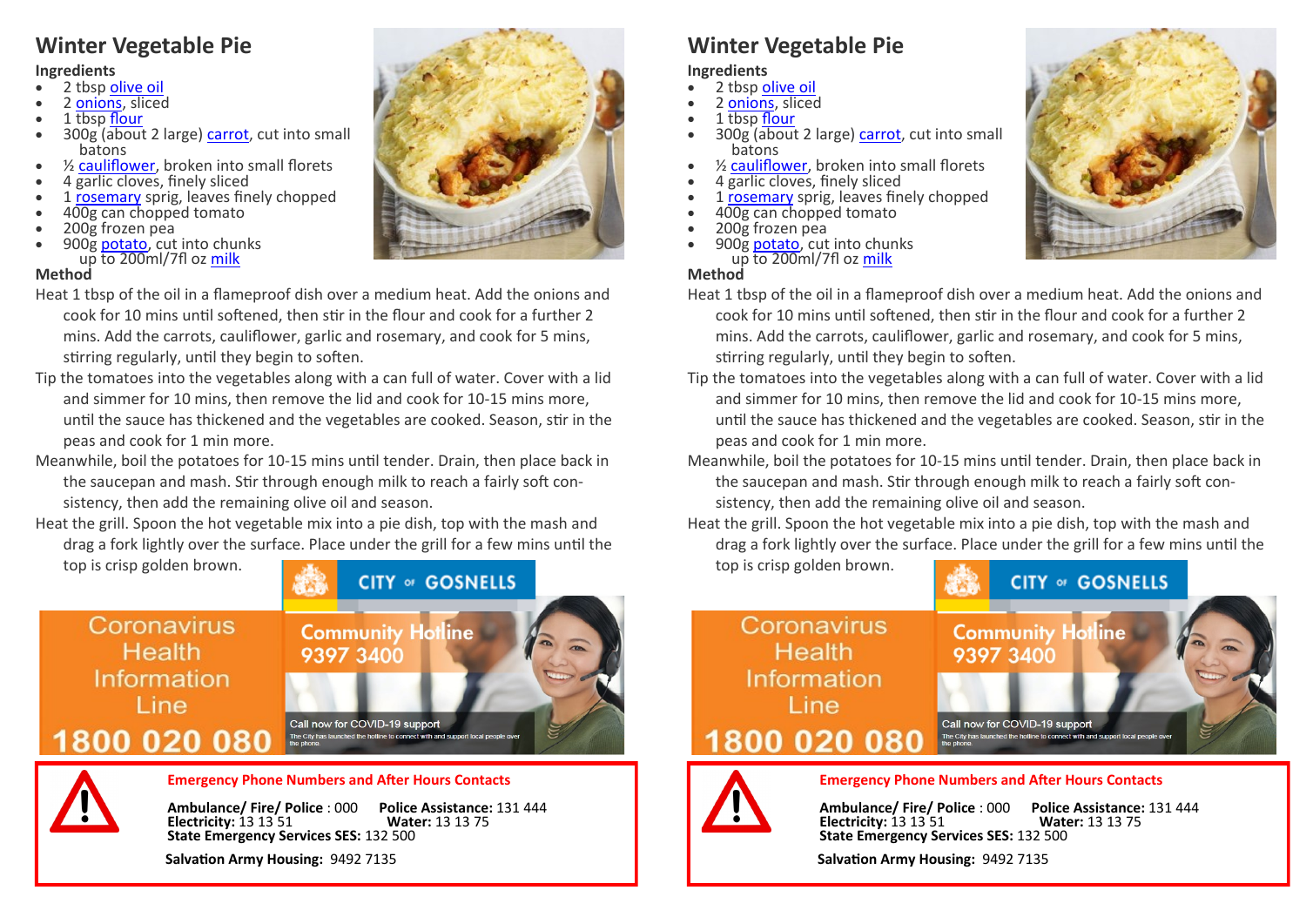# Winter Vegetable Pie

**Ingredients**

- 2 tbsp olive oil
- 2 onions, sliced
- 1 tbsp flour
- 300g (about 2 large) carrot, cut into small batons
- ½ cauliflower, broken into small florets
- 4 garlic cloves, finely sliced
- 1 rosemary sprig, leaves finely chopped
- 400g can chopped tomato
- 200g frozen pea
- 900g potato, cut into chunks up to 200ml/7fl oz milk

**Method**

Heat 1 tbsp of the oil in a flameproof dish over a medium heat. Add the onions and cook for 10 mins until softened, then stir in the flour and cook for a further 2 mins. Add the carrots, cauliflower, garlic and rosemary, and cook for 5 mins, stirring regularly, until they begin to soften.

Tip the tomatoes into the vegetables along with a can full of water. Cover with a lid and simmer for 10 mins, then remove the lid and cook for 10-15 mins more, until the sauce has thickened and the vegetables are cooked. Season, stir in the peas and cook for 1 min more.

Meanwhile, boil the potatoes for 10-15 mins until tender. Drain, then place back in the saucepan and mash. Stir through enough milk to reach a fairly soft consistency, then add the remaining olive oil and season.

Heat the grill. Spoon the hot vegetable mix into a pie dish, top with the mash and drag a fork lightly over the surface. Place under the grill for a few mins until the top is crisp golden brown.

Coronavirus Health Information Line

1800 020 080

CITY OF GOSNELLS

Community Hotline 9397 3400

Call now for COVID-19 support

The City has launched the hotline to connect with and support local people over the phone.

**Emergency Phone Numbers and After Hours Contacts**

**Ambulance/ Fire/ Police** : 000 **Police Assistance:** 131 444
**Electricity:** 13 13 51 **Water:** 13 13 75
**State Emergency Services SES:** 132 500

**Salvation Army Housing:** 9492 7135